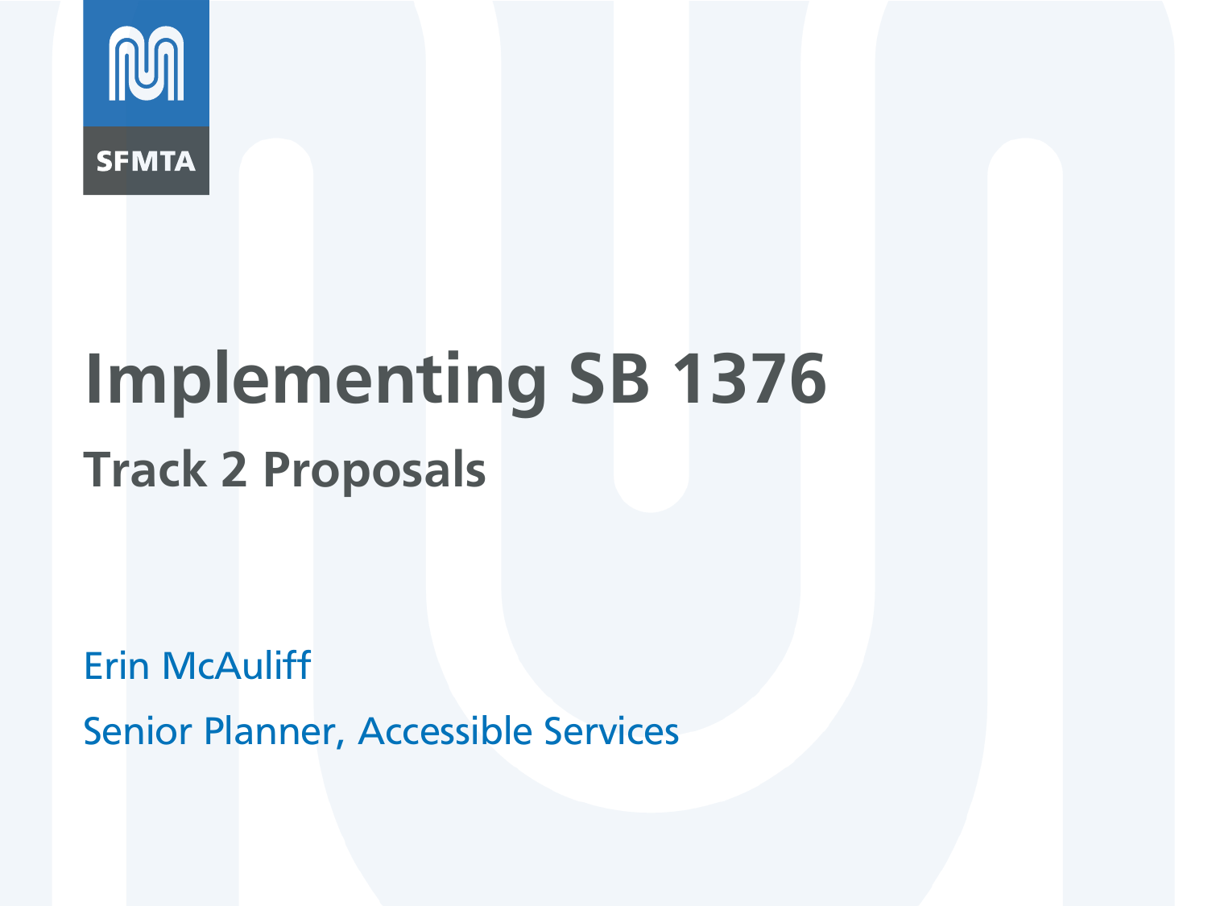SFMTA

# Implementing SB 1376

## Track 2 Proposals

Erin McAuliff

Senior Planner, Accessible Services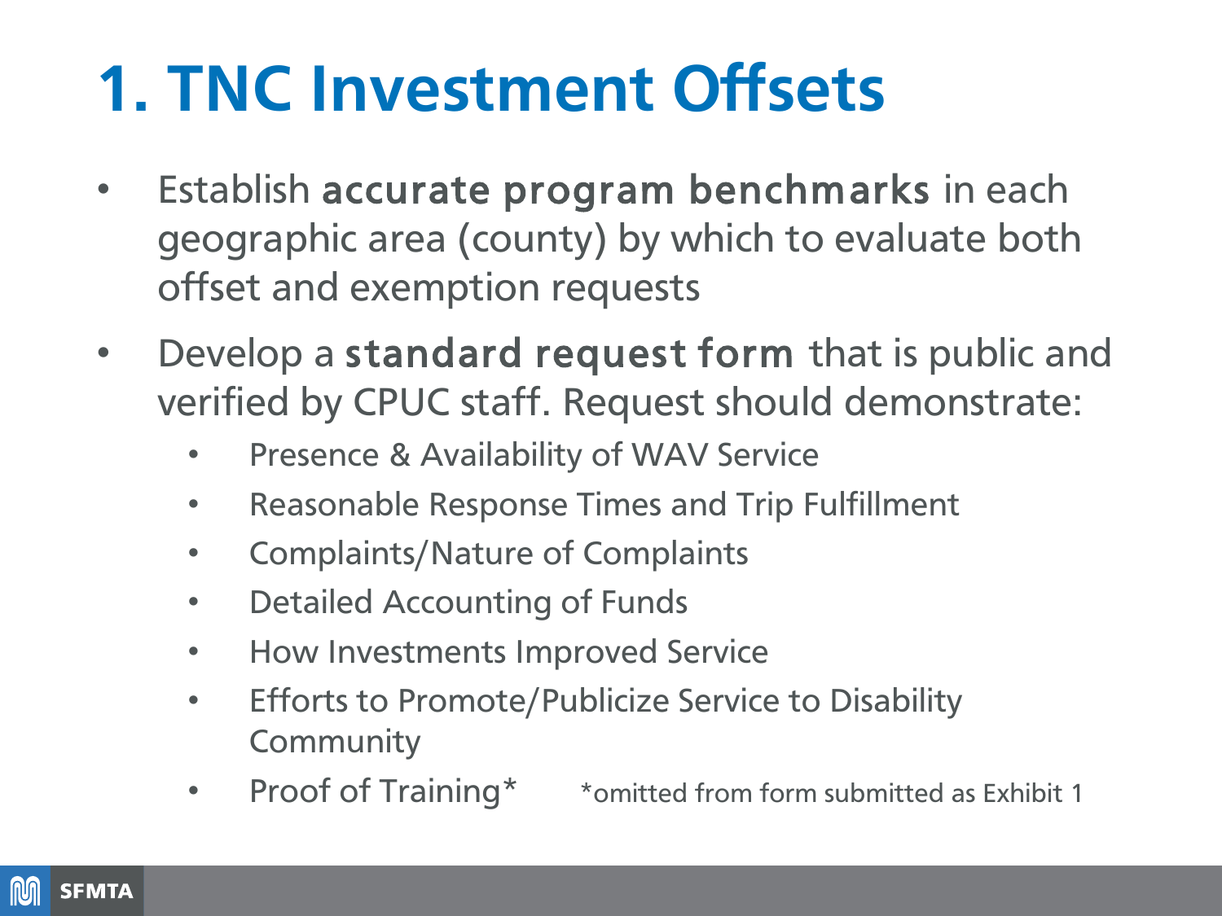# 1. TNC Investment Offsets

- Establish **accurate program benchmarks** in each geographic area (county) by which to evaluate both offset and exemption requests
- Develop a **standard request form** that is public and verified by CPUC staff. Request should demonstrate:
  - Presence & Availability of WAV Service
  - Reasonable Response Times and Trip Fulfillment
  - Complaints/Nature of Complaints
  - Detailed Accounting of Funds
  - How Investments Improved Service
  - Efforts to Promote/Publicize Service to Disability Community
  - Proof of Training*

*omitted from form submitted as Exhibit 1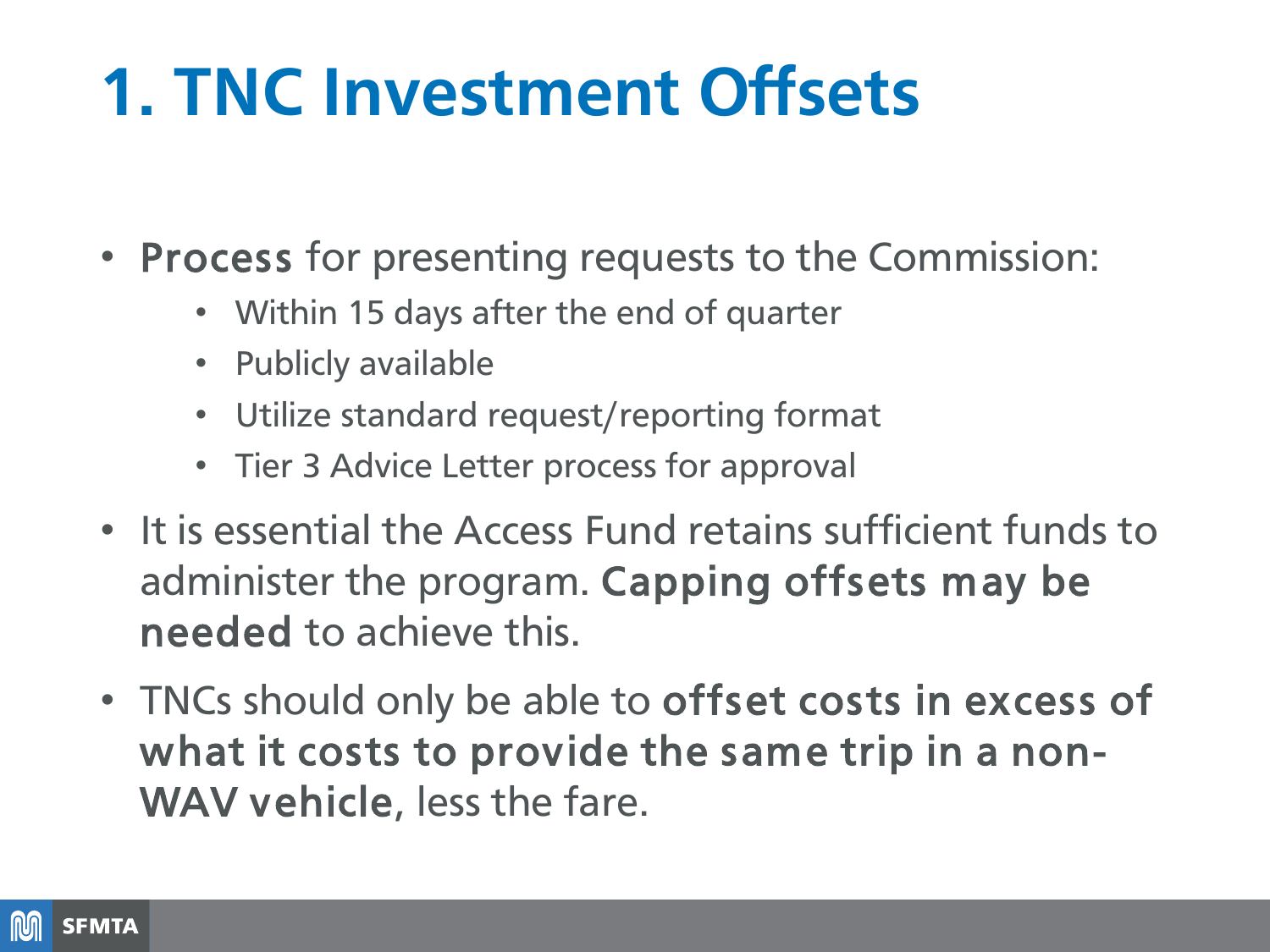# 1. TNC Investment Offsets

- **Process** for presenting requests to the Commission:
  - Within 15 days after the end of quarter
  - Publicly available
  - Utilize standard request/reporting format
  - Tier 3 Advice Letter process for approval
- It is essential the Access Fund retains sufficient funds to administer the program. **Capping offsets may be needed** to achieve this.
- TNCs should only be able to **offset costs in excess of what it costs to provide the same trip in a non-WAV vehicle**, less the fare.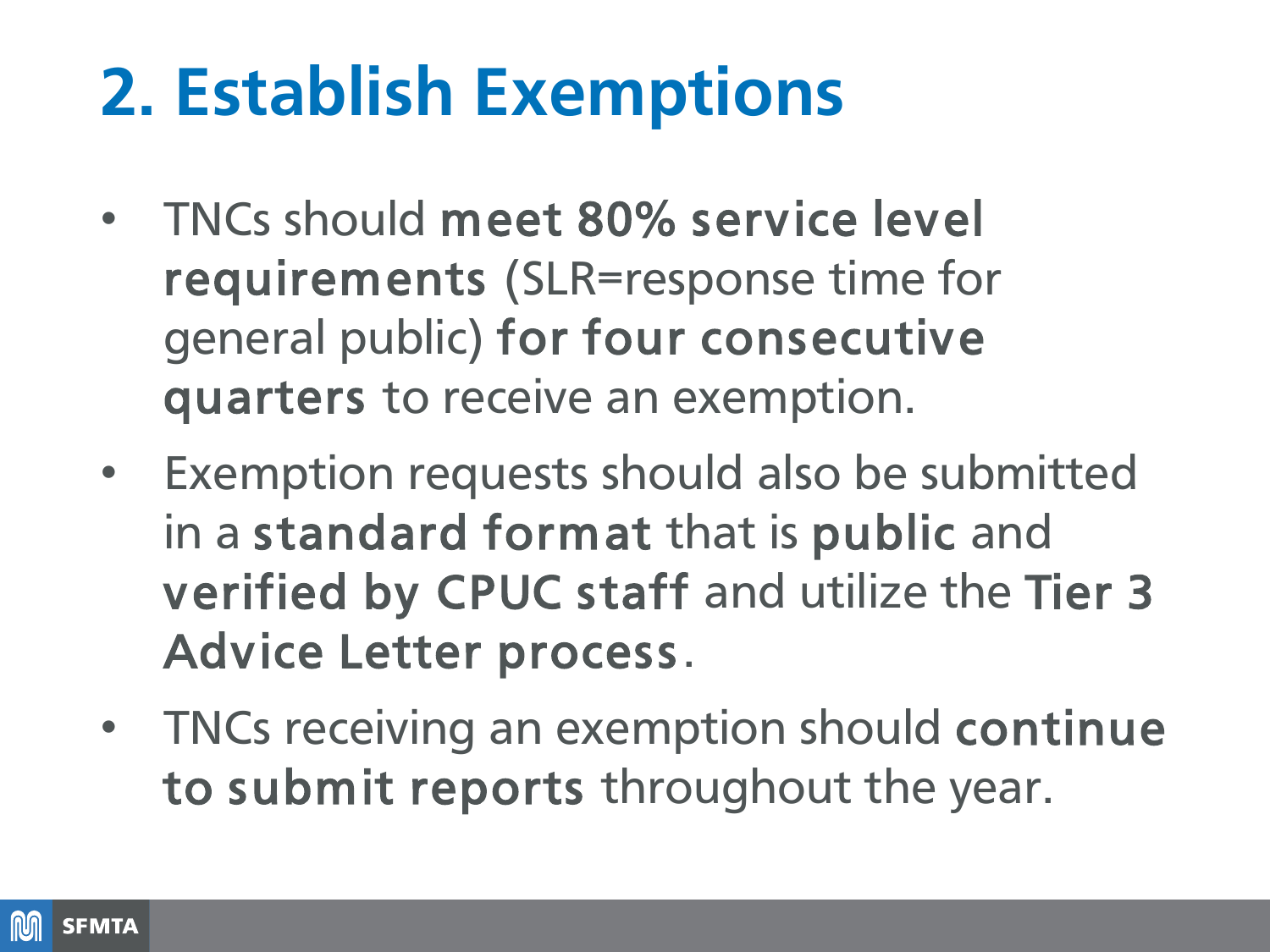# 2. Establish Exemptions

- TNCs should **meet 80% service level requirements** (SLR=response time for general public) **for four consecutive quarters** to receive an exemption.
- Exemption requests should also be submitted in a **standard format** that is **public** and **verified by CPUC staff** and utilize the **Tier 3 Advice Letter process**.
- TNCs receiving an exemption should **continue to submit reports** throughout the year.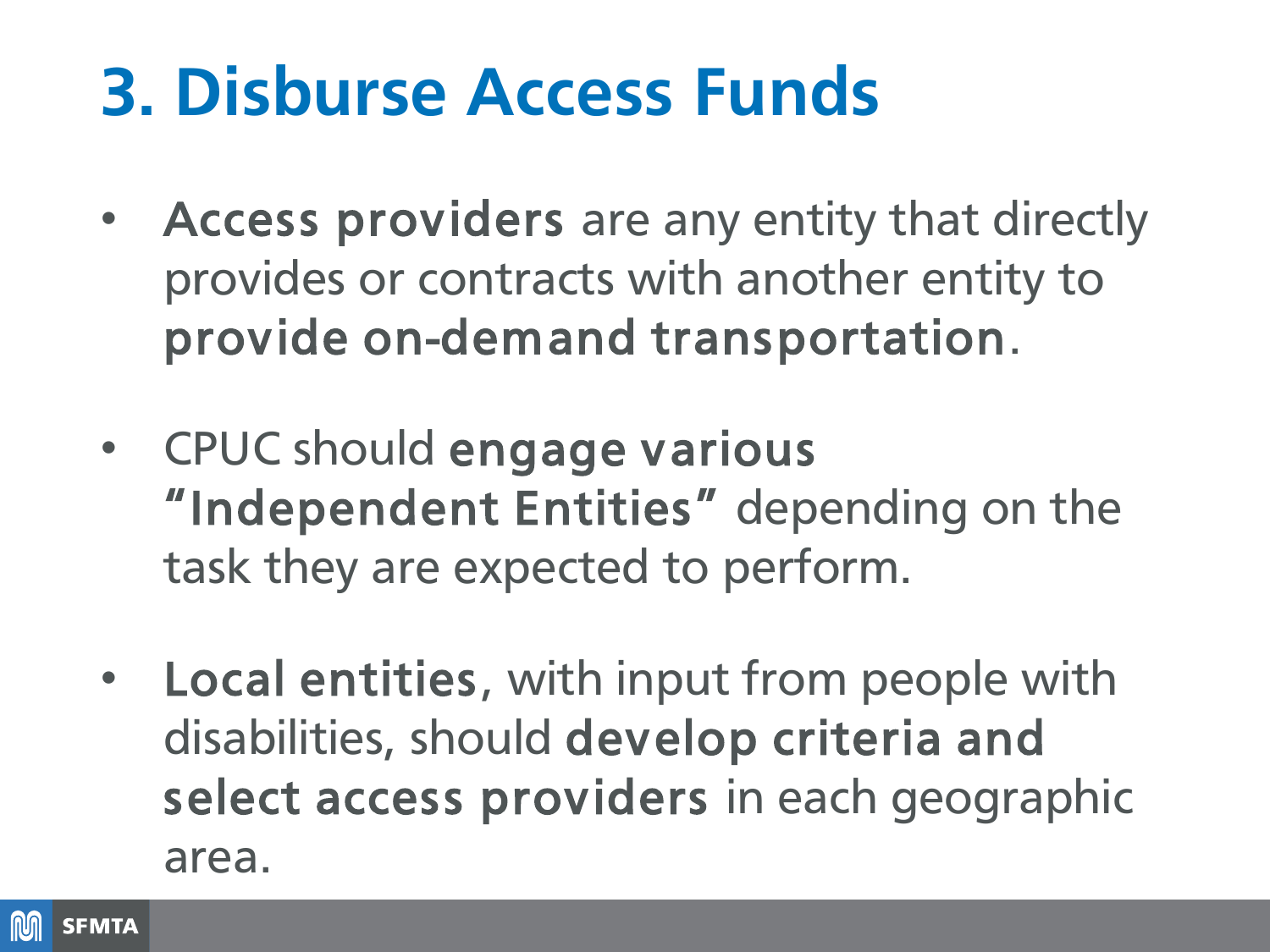# 3. Disburse Access Funds

- **Access providers** are any entity that directly provides or contracts with another entity to **provide on-demand transportation**.
- CPUC should **engage various "Independent Entities"** depending on the task they are expected to perform.
- **Local entities**, with input from people with disabilities, should **develop criteria and select access providers** in each geographic area.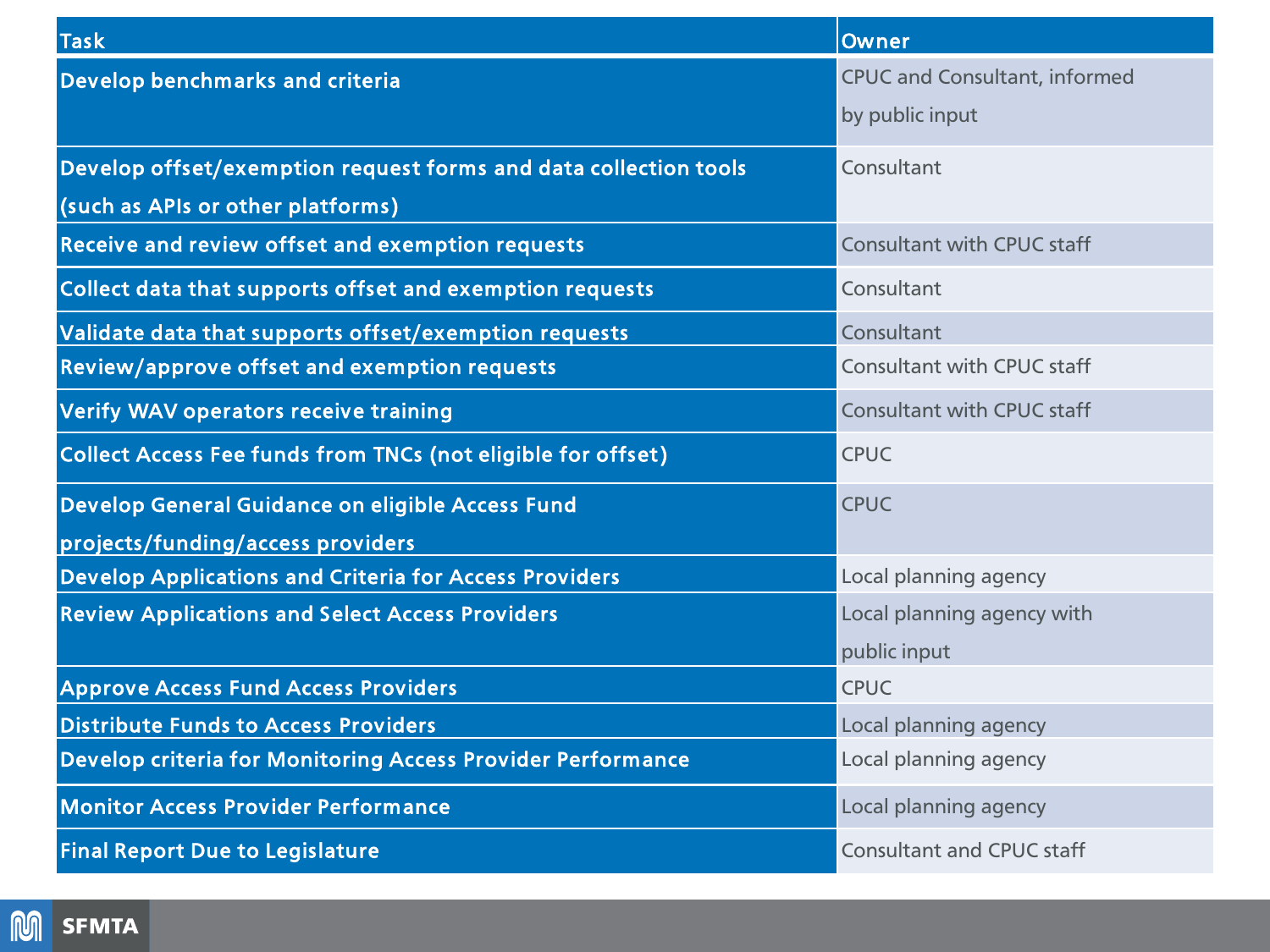| Task | Owner |
| --- | --- |
| Develop benchmarks and criteria | CPUC and Consultant, informed by public input |
| Develop offset/exemption request forms and data collection tools (such as APIs or other platforms) | Consultant |
| Receive and review offset and exemption requests | Consultant with CPUC staff |
| Collect data that supports offset and exemption requests | Consultant |
| Validate data that supports offset/exemption requests | Consultant |
| Review/approve offset and exemption requests | Consultant with CPUC staff |
| Verify WAV operators receive training | Consultant with CPUC staff |
| Collect Access Fee funds from TNCs (not eligible for offset) | CPUC |
| Develop General Guidance on eligible Access Fund projects/funding/access providers | CPUC |
| Develop Applications and Criteria for Access Providers | Local planning agency |
| Review Applications and Select Access Providers | Local planning agency with public input |
| Approve Access Fund Access Providers | CPUC |
| Distribute Funds to Access Providers | Local planning agency |
| Develop criteria for Monitoring Access Provider Performance | Local planning agency |
| Monitor Access Provider Performance | Local planning agency |
| Final Report Due to Legislature | Consultant and CPUC staff |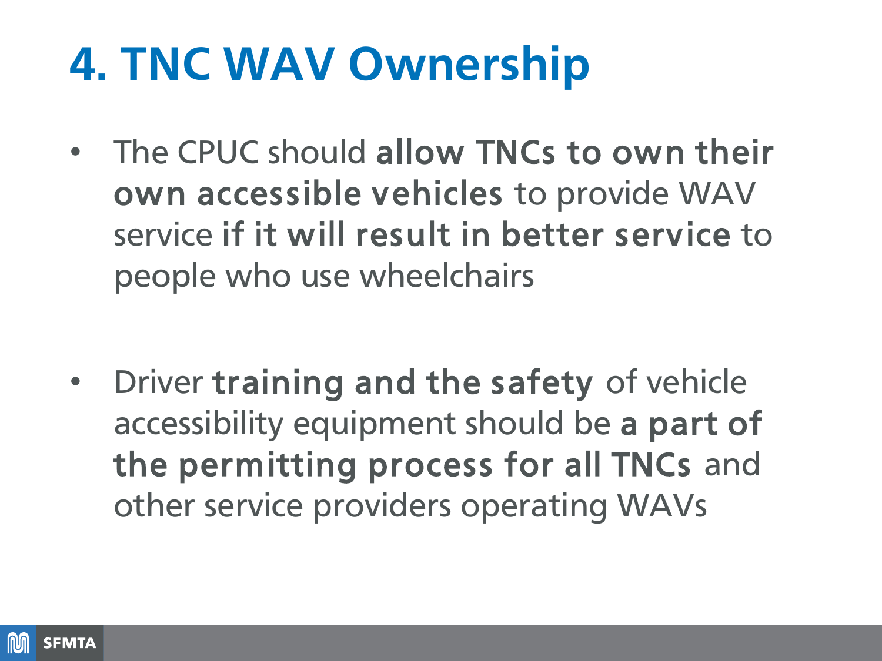# 4. TNC WAV Ownership

- The CPUC should **allow TNCs to own their own accessible vehicles** to provide WAV service **if it will result in better service** to people who use wheelchairs

- Driver **training and the safety** of vehicle accessibility equipment should be **a part of the permitting process for all TNCs** and other service providers operating WAVs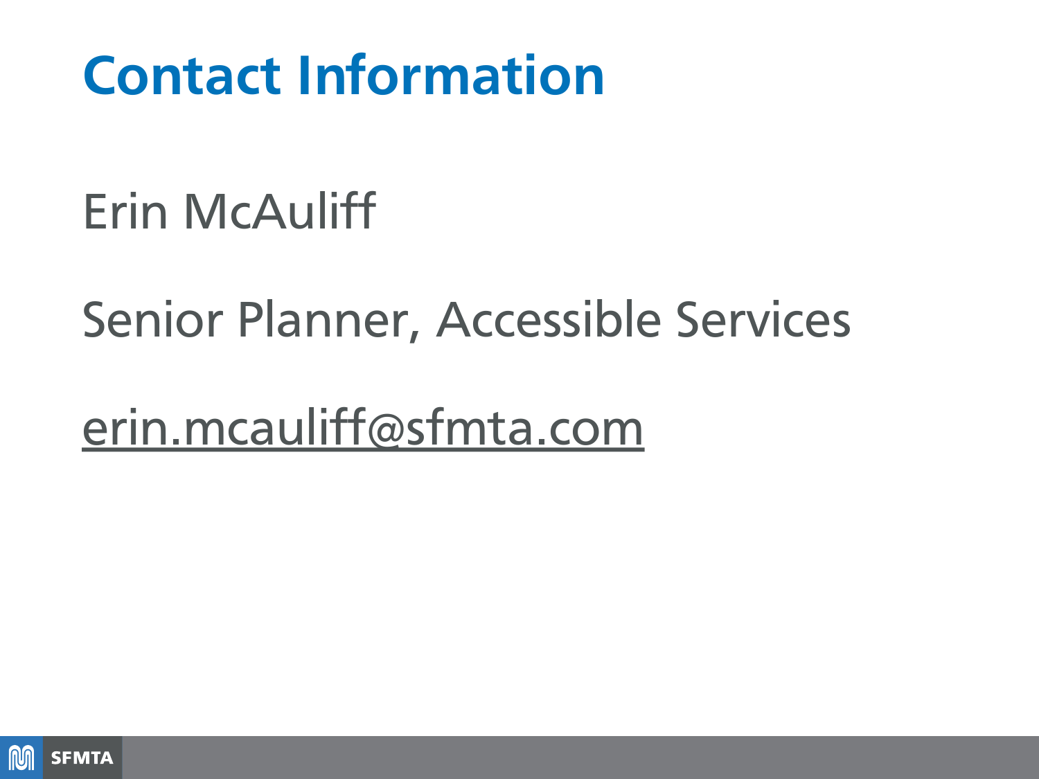# Contact Information

Erin McAuliff

Senior Planner, Accessible Services

erin.mcauliff@sfmta.com